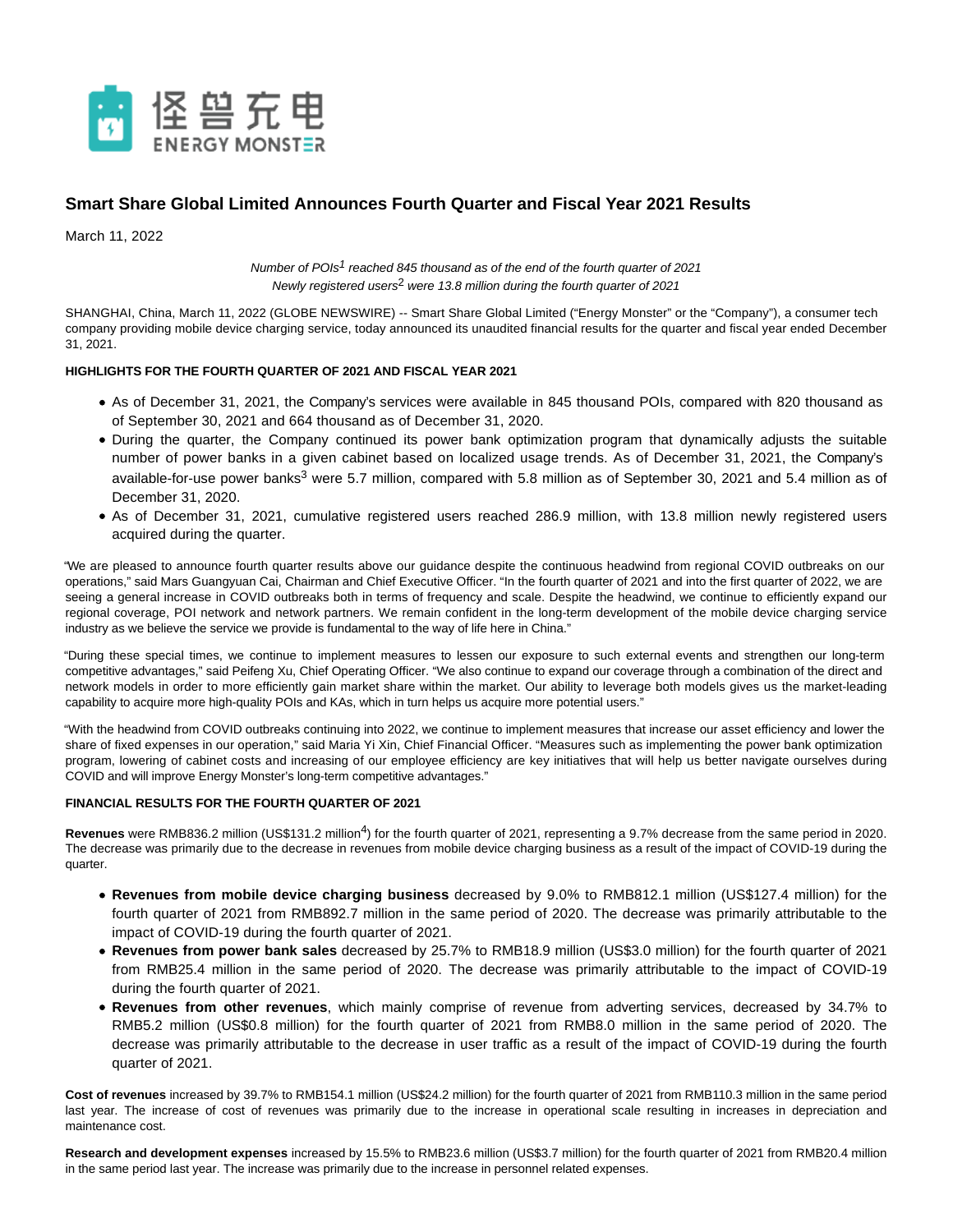# Smart Share Global Limited Announces Fourth Quarter and Fiscal Year 2021 Results

March 11, 2022

*Number of POIs[1] reached 845 thousand as of the end of the fourth quarter of 2021*
*Newly registered users[2] were 13.8 million during the fourth quarter of 2021*

SHANGHAI, China, March 11, 2022 (GLOBE NEWSWIRE) -- Smart Share Global Limited ("Energy Monster" or the "Company"), a consumer tech company providing mobile device charging service, today announced its unaudited financial results for the quarter and fiscal year ended December 31, 2021.

**HIGHLIGHTS FOR THE FOURTH QUARTER OF 2021 AND FISCAL YEAR 2021**

- As of December 31, 2021, the Company's services were available in 845 thousand POIs, compared with 820 thousand as of September 30, 2021 and 664 thousand as of December 31, 2020.
- During the quarter, the Company continued its power bank optimization program that dynamically adjusts the suitable number of power banks in a given cabinet based on localized usage trends. As of December 31, 2021, the Company's available-for-use power banks[3] were 5.7 million, compared with 5.8 million as of September 30, 2021 and 5.4 million as of December 31, 2020.
- As of December 31, 2021, cumulative registered users reached 286.9 million, with 13.8 million newly registered users acquired during the quarter.

"We are pleased to announce fourth quarter results above our guidance despite the continuous headwind from regional COVID outbreaks on our operations," said Mars Guangyuan Cai, Chairman and Chief Executive Officer. "In the fourth quarter of 2021 and into the first quarter of 2022, we are seeing a general increase in COVID outbreaks both in terms of frequency and scale. Despite the headwind, we continue to efficiently expand our regional coverage, POI network and network partners. We remain confident in the long-term development of the mobile device charging service industry as we believe the service we provide is fundamental to the way of life here in China."

"During these special times, we continue to implement measures to lessen our exposure to such external events and strengthen our long-term competitive advantages," said Peifeng Xu, Chief Operating Officer. "We also continue to expand our coverage through a combination of the direct and network models in order to more efficiently gain market share within the market. Our ability to leverage both models gives us the market-leading capability to acquire more high-quality POIs and KAs, which in turn helps us acquire more potential users."

"With the headwind from COVID outbreaks continuing into 2022, we continue to implement measures that increase our asset efficiency and lower the share of fixed expenses in our operation," said Maria Yi Xin, Chief Financial Officer. "Measures such as implementing the power bank optimization program, lowering of cabinet costs and increasing of our employee efficiency are key initiatives that will help us better navigate ourselves during COVID and will improve Energy Monster's long-term competitive advantages."

**FINANCIAL RESULTS FOR THE FOURTH QUARTER OF 2021**

**Revenues** were RMB836.2 million (US$131.2 million[4]) for the fourth quarter of 2021, representing a 9.7% decrease from the same period in 2020. The decrease was primarily due to the decrease in revenues from mobile device charging business as a result of the impact of COVID-19 during the quarter.

- **Revenues from mobile device charging business** decreased by 9.0% to RMB812.1 million (US$127.4 million) for the fourth quarter of 2021 from RMB892.7 million in the same period of 2020. The decrease was primarily attributable to the impact of COVID-19 during the fourth quarter of 2021.
- **Revenues from power bank sales** decreased by 25.7% to RMB18.9 million (US$3.0 million) for the fourth quarter of 2021 from RMB25.4 million in the same period of 2020. The decrease was primarily attributable to the impact of COVID-19 during the fourth quarter of 2021.
- **Revenues from other revenues**, which mainly comprise of revenue from adverting services, decreased by 34.7% to RMB5.2 million (US$0.8 million) for the fourth quarter of 2021 from RMB8.0 million in the same period of 2020. The decrease was primarily attributable to the decrease in user traffic as a result of the impact of COVID-19 during the fourth quarter of 2021.

**Cost of revenues** increased by 39.7% to RMB154.1 million (US$24.2 million) for the fourth quarter of 2021 from RMB110.3 million in the same period last year. The increase of cost of revenues was primarily due to the increase in operational scale resulting in increases in depreciation and maintenance cost.

**Research and development expenses** increased by 15.5% to RMB23.6 million (US$3.7 million) for the fourth quarter of 2021 from RMB20.4 million in the same period last year. The increase was primarily due to the increase in personnel related expenses.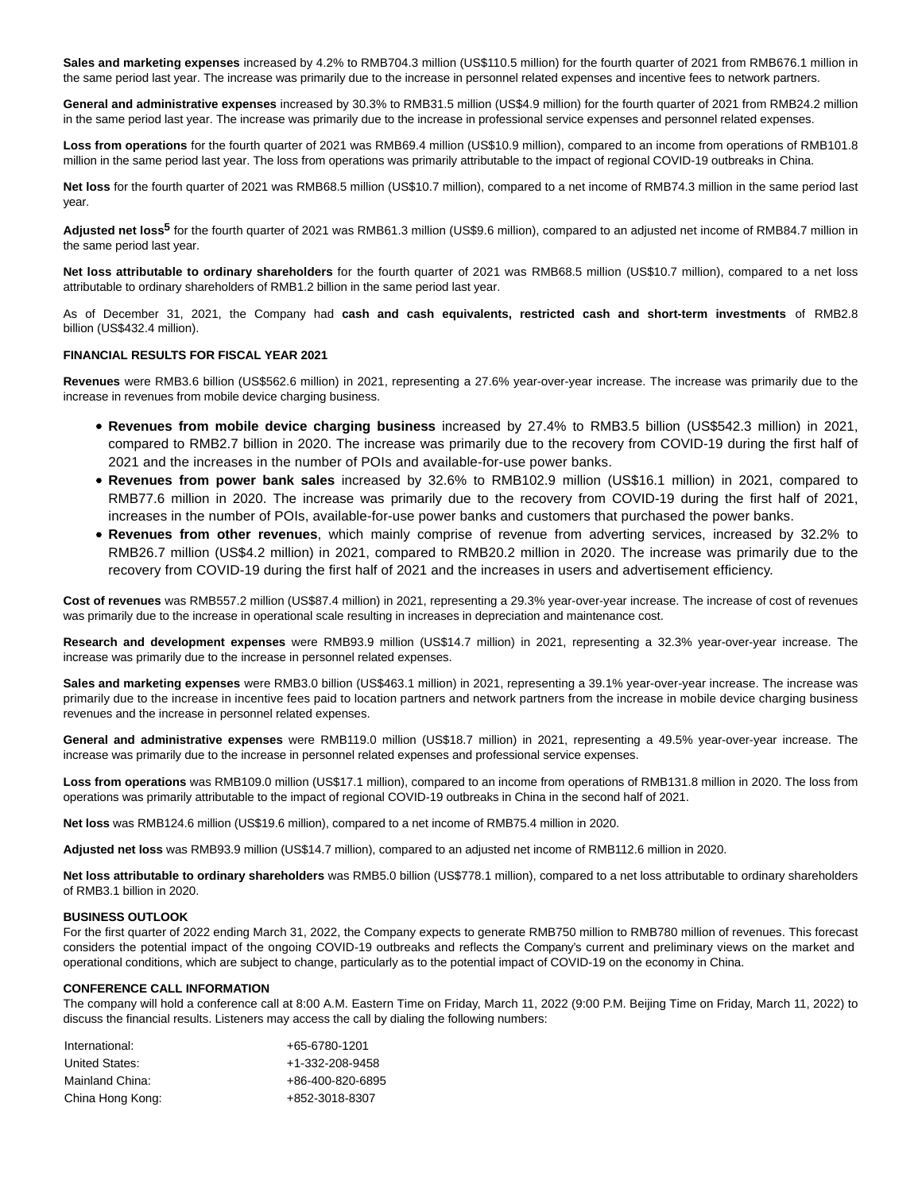**Sales and marketing expenses** increased by 4.2% to RMB704.3 million (US$110.5 million) for the fourth quarter of 2021 from RMB676.1 million in the same period last year. The increase was primarily due to the increase in personnel related expenses and incentive fees to network partners.

**General and administrative expenses** increased by 30.3% to RMB31.5 million (US$4.9 million) for the fourth quarter of 2021 from RMB24.2 million in the same period last year. The increase was primarily due to the increase in professional service expenses and personnel related expenses.

**Loss from operations** for the fourth quarter of 2021 was RMB69.4 million (US$10.9 million), compared to an income from operations of RMB101.8 million in the same period last year. The loss from operations was primarily attributable to the impact of regional COVID-19 outbreaks in China.

**Net loss** for the fourth quarter of 2021 was RMB68.5 million (US$10.7 million), compared to a net income of RMB74.3 million in the same period last year.

**Adjusted net loss**[5] for the fourth quarter of 2021 was RMB61.3 million (US$9.6 million), compared to an adjusted net income of RMB84.7 million in the same period last year.

**Net loss attributable to ordinary shareholders** for the fourth quarter of 2021 was RMB68.5 million (US$10.7 million), compared to a net loss attributable to ordinary shareholders of RMB1.2 billion in the same period last year.

As of December 31, 2021, the Company had **cash and cash equivalents, restricted cash and short-term investments** of RMB2.8 billion (US$432.4 million).

**FINANCIAL RESULTS FOR FISCAL YEAR 2021**

**Revenues** were RMB3.6 billion (US$562.6 million) in 2021, representing a 27.6% year-over-year increase. The increase was primarily due to the increase in revenues from mobile device charging business.

- **Revenues from mobile device charging business** increased by 27.4% to RMB3.5 billion (US$542.3 million) in 2021, compared to RMB2.7 billion in 2020. The increase was primarily due to the recovery from COVID-19 during the first half of 2021 and the increases in the number of POIs and available-for-use power banks.
- **Revenues from power bank sales** increased by 32.6% to RMB102.9 million (US$16.1 million) in 2021, compared to RMB77.6 million in 2020. The increase was primarily due to the recovery from COVID-19 during the first half of 2021, increases in the number of POIs, available-for-use power banks and customers that purchased the power banks.
- **Revenues from other revenues**, which mainly comprise of revenue from adverting services, increased by 32.2% to RMB26.7 million (US$4.2 million) in 2021, compared to RMB20.2 million in 2020. The increase was primarily due to the recovery from COVID-19 during the first half of 2021 and the increases in users and advertisement efficiency.

**Cost of revenues** was RMB557.2 million (US$87.4 million) in 2021, representing a 29.3% year-over-year increase. The increase of cost of revenues was primarily due to the increase in operational scale resulting in increases in depreciation and maintenance cost.

**Research and development expenses** were RMB93.9 million (US$14.7 million) in 2021, representing a 32.3% year-over-year increase. The increase was primarily due to the increase in personnel related expenses.

**Sales and marketing expenses** were RMB3.0 billion (US$463.1 million) in 2021, representing a 39.1% year-over-year increase. The increase was primarily due to the increase in incentive fees paid to location partners and network partners from the increase in mobile device charging business revenues and the increase in personnel related expenses.

**General and administrative expenses** were RMB119.0 million (US$18.7 million) in 2021, representing a 49.5% year-over-year increase. The increase was primarily due to the increase in personnel related expenses and professional service expenses.

**Loss from operations** was RMB109.0 million (US$17.1 million), compared to an income from operations of RMB131.8 million in 2020. The loss from operations was primarily attributable to the impact of regional COVID-19 outbreaks in China in the second half of 2021.

**Net loss** was RMB124.6 million (US$19.6 million), compared to a net income of RMB75.4 million in 2020.

**Adjusted net loss** was RMB93.9 million (US$14.7 million), compared to an adjusted net income of RMB112.6 million in 2020.

**Net loss attributable to ordinary shareholders** was RMB5.0 billion (US$778.1 million), compared to a net loss attributable to ordinary shareholders of RMB3.1 billion in 2020.

**BUSINESS OUTLOOK**

For the first quarter of 2022 ending March 31, 2022, the Company expects to generate RMB750 million to RMB780 million of revenues. This forecast considers the potential impact of the ongoing COVID-19 outbreaks and reflects the Company's current and preliminary views on the market and operational conditions, which are subject to change, particularly as to the potential impact of COVID-19 on the economy in China.

**CONFERENCE CALL INFORMATION**

The company will hold a conference call at 8:00 A.M. Eastern Time on Friday, March 11, 2022 (9:00 P.M. Beijing Time on Friday, March 11, 2022) to discuss the financial results. Listeners may access the call by dialing the following numbers:

| | |
|---|---|
| International: | +65-6780-1201 |
| United States: | +1-332-208-9458 |
| Mainland China: | +86-400-820-6895 |
| China Hong Kong: | +852-3018-8307 |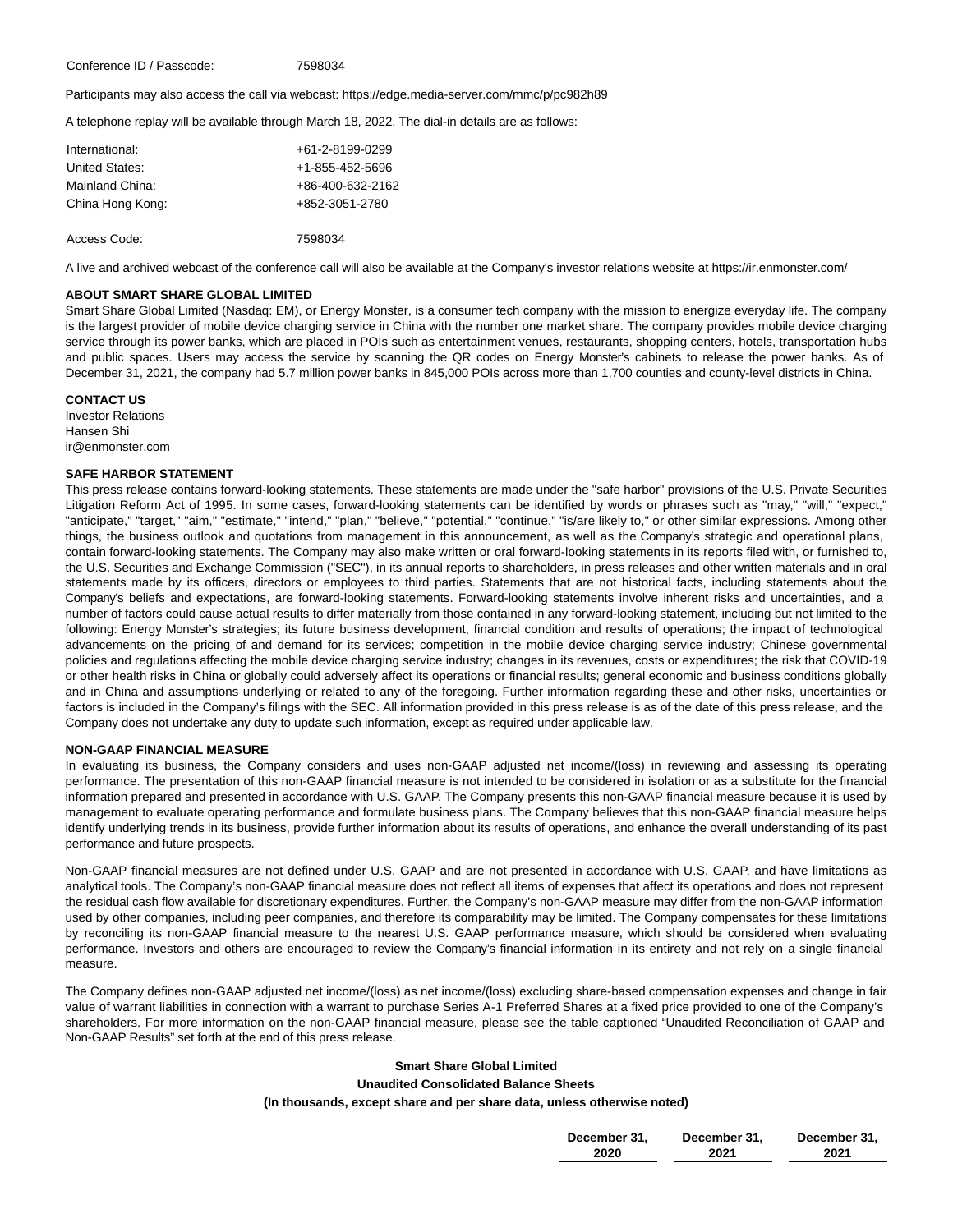| | |
|---|---|
| Conference ID / Passcode: | 7598034 |

Participants may also access the call via webcast: https://edge.media-server.com/mmc/p/pc982h89

A telephone replay will be available through March 18, 2022. The dial-in details are as follows:

| | |
|---|---|
| International: | +61-2-8199-0299 |
| United States: | +1-855-452-5696 |
| Mainland China: | +86-400-632-2162 |
| China Hong Kong: | +852-3051-2780 |
| Access Code: | 7598034 |

A live and archived webcast of the conference call will also be available at the Company's investor relations website at https://ir.enmonster.com/

**ABOUT SMART SHARE GLOBAL LIMITED**

Smart Share Global Limited (Nasdaq: EM), or Energy Monster, is a consumer tech company with the mission to energize everyday life. The company is the largest provider of mobile device charging service in China with the number one market share. The company provides mobile device charging service through its power banks, which are placed in POIs such as entertainment venues, restaurants, shopping centers, hotels, transportation hubs and public spaces. Users may access the service by scanning the QR codes on Energy Monster's cabinets to release the power banks. As of December 31, 2021, the company had 5.7 million power banks in 845,000 POIs across more than 1,700 counties and county-level districts in China.

**CONTACT US**

Investor Relations
Hansen Shi
ir@enmonster.com

**SAFE HARBOR STATEMENT**

This press release contains forward-looking statements. These statements are made under the "safe harbor" provisions of the U.S. Private Securities Litigation Reform Act of 1995. In some cases, forward-looking statements can be identified by words or phrases such as "may," "will," "expect," "anticipate," "target," "aim," "estimate," "intend," "plan," "believe," "potential," "continue," "is/are likely to," or other similar expressions. Among other things, the business outlook and quotations from management in this announcement, as well as the Company's strategic and operational plans, contain forward-looking statements. The Company may also make written or oral forward-looking statements in its reports filed with, or furnished to, the U.S. Securities and Exchange Commission ("SEC"), in its annual reports to shareholders, in press releases and other written materials and in oral statements made by its officers, directors or employees to third parties. Statements that are not historical facts, including statements about the Company's beliefs and expectations, are forward-looking statements. Forward-looking statements involve inherent risks and uncertainties, and a number of factors could cause actual results to differ materially from those contained in any forward-looking statement, including but not limited to the following: Energy Monster's strategies; its future business development, financial condition and results of operations; the impact of technological advancements on the pricing of and demand for its services; competition in the mobile device charging service industry; Chinese governmental policies and regulations affecting the mobile device charging service industry; changes in its revenues, costs or expenditures; the risk that COVID-19 or other health risks in China or globally could adversely affect its operations or financial results; general economic and business conditions globally and in China and assumptions underlying or related to any of the foregoing. Further information regarding these and other risks, uncertainties or factors is included in the Company's filings with the SEC. All information provided in this press release is as of the date of this press release, and the Company does not undertake any duty to update such information, except as required under applicable law.

**NON-GAAP FINANCIAL MEASURE**

In evaluating its business, the Company considers and uses non-GAAP adjusted net income/(loss) in reviewing and assessing its operating performance. The presentation of this non-GAAP financial measure is not intended to be considered in isolation or as a substitute for the financial information prepared and presented in accordance with U.S. GAAP. The Company presents this non-GAAP financial measure because it is used by management to evaluate operating performance and formulate business plans. The Company believes that this non-GAAP financial measure helps identify underlying trends in its business, provide further information about its results of operations, and enhance the overall understanding of its past performance and future prospects.

Non-GAAP financial measures are not defined under U.S. GAAP and are not presented in accordance with U.S. GAAP, and have limitations as analytical tools. The Company's non-GAAP financial measure does not reflect all items of expenses that affect its operations and does not represent the residual cash flow available for discretionary expenditures. Further, the Company's non-GAAP measure may differ from the non-GAAP information used by other companies, including peer companies, and therefore its comparability may be limited. The Company compensates for these limitations by reconciling its non-GAAP financial measure to the nearest U.S. GAAP performance measure, which should be considered when evaluating performance. Investors and others are encouraged to review the Company's financial information in its entirety and not rely on a single financial measure.

The Company defines non-GAAP adjusted net income/(loss) as net income/(loss) excluding share-based compensation expenses and change in fair value of warrant liabilities in connection with a warrant to purchase Series A-1 Preferred Shares at a fixed price provided to one of the Company's shareholders. For more information on the non-GAAP financial measure, please see the table captioned "Unaudited Reconciliation of GAAP and Non-GAAP Results" set forth at the end of this press release.

**Smart Share Global Limited**

**Unaudited Consolidated Balance Sheets**

**(In thousands, except share and per share data, unless otherwise noted)**

| | December 31, 2020 | December 31, 2021 | December 31, 2021 |
|---|---|---|---|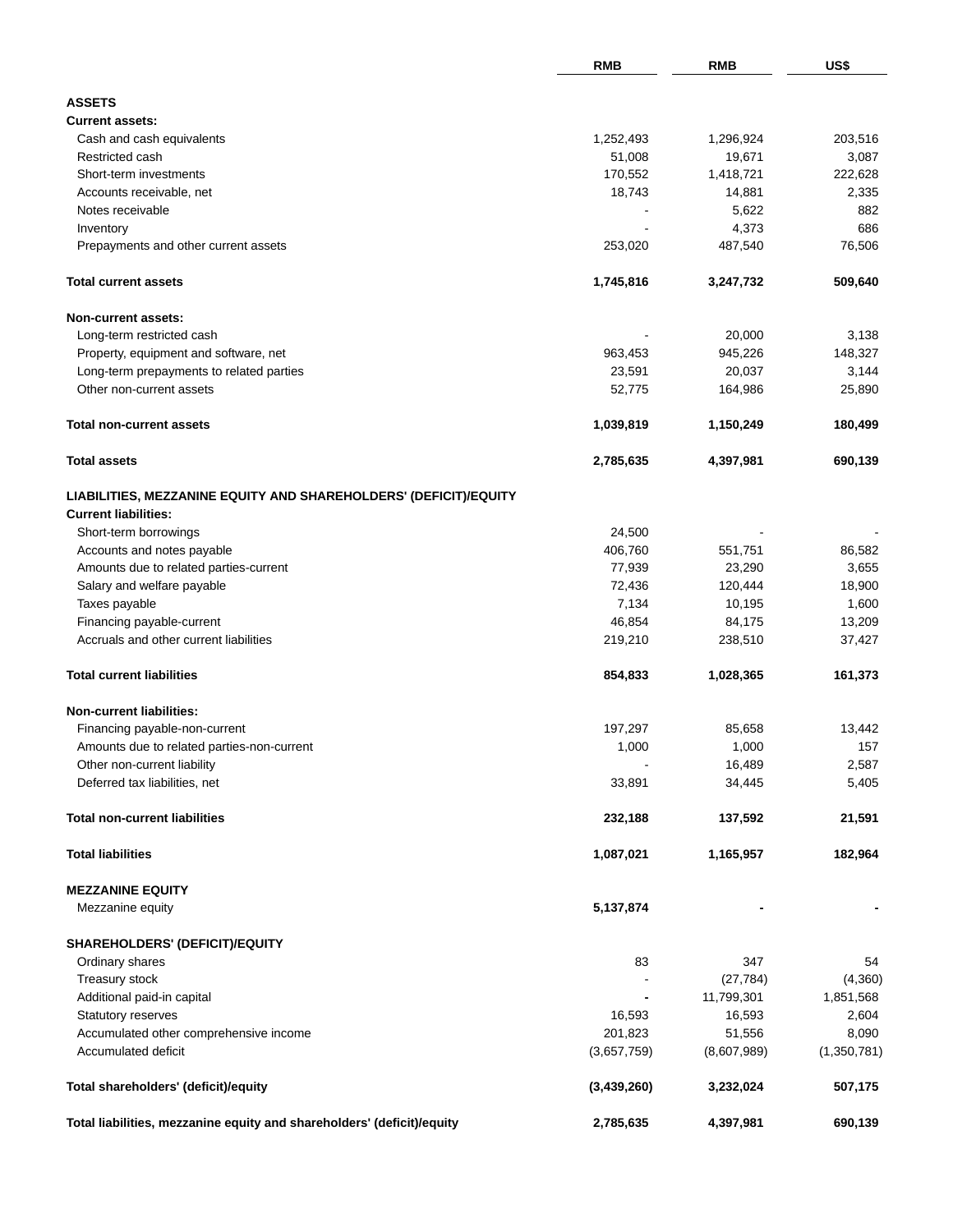| | RMB | RMB | US$ |
|---|---|---|---|
| **ASSETS** | | | |
| **Current assets:** | | | |
| Cash and cash equivalents | 1,252,493 | 1,296,924 | 203,516 |
| Restricted cash | 51,008 | 19,671 | 3,087 |
| Short-term investments | 170,552 | 1,418,721 | 222,628 |
| Accounts receivable, net | 18,743 | 14,881 | 2,335 |
| Notes receivable | - | 5,622 | 882 |
| Inventory | - | 4,373 | 686 |
| Prepayments and other current assets | 253,020 | 487,540 | 76,506 |
| **Total current assets** | **1,745,816** | **3,247,732** | **509,640** |
| **Non-current assets:** | | | |
| Long-term restricted cash | - | 20,000 | 3,138 |
| Property, equipment and software, net | 963,453 | 945,226 | 148,327 |
| Long-term prepayments to related parties | 23,591 | 20,037 | 3,144 |
| Other non-current assets | 52,775 | 164,986 | 25,890 |
| **Total non-current assets** | **1,039,819** | **1,150,249** | **180,499** |
| **Total assets** | **2,785,635** | **4,397,981** | **690,139** |
| **LIABILITIES, MEZZANINE EQUITY AND SHAREHOLDERS' (DEFICIT)/EQUITY** | | | |
| **Current liabilities:** | | | |
| Short-term borrowings | 24,500 | - | - |
| Accounts and notes payable | 406,760 | 551,751 | 86,582 |
| Amounts due to related parties-current | 77,939 | 23,290 | 3,655 |
| Salary and welfare payable | 72,436 | 120,444 | 18,900 |
| Taxes payable | 7,134 | 10,195 | 1,600 |
| Financing payable-current | 46,854 | 84,175 | 13,209 |
| Accruals and other current liabilities | 219,210 | 238,510 | 37,427 |
| **Total current liabilities** | **854,833** | **1,028,365** | **161,373** |
| **Non-current liabilities:** | | | |
| Financing payable-non-current | 197,297 | 85,658 | 13,442 |
| Amounts due to related parties-non-current | 1,000 | 1,000 | 157 |
| Other non-current liability | - | 16,489 | 2,587 |
| Deferred tax liabilities, net | 33,891 | 34,445 | 5,405 |
| **Total non-current liabilities** | **232,188** | **137,592** | **21,591** |
| **Total liabilities** | **1,087,021** | **1,165,957** | **182,964** |
| **MEZZANINE EQUITY** | | | |
| Mezzanine equity | **5,137,874** | **-** | **-** |
| **SHAREHOLDERS' (DEFICIT)/EQUITY** | | | |
| Ordinary shares | 83 | 347 | 54 |
| Treasury stock | - | (27,784) | (4,360) |
| Additional paid-in capital | **-** | 11,799,301 | 1,851,568 |
| Statutory reserves | 16,593 | 16,593 | 2,604 |
| Accumulated other comprehensive income | 201,823 | 51,556 | 8,090 |
| Accumulated deficit | (3,657,759) | (8,607,989) | (1,350,781) |
| **Total shareholders' (deficit)/equity** | **(3,439,260)** | **3,232,024** | **507,175** |
| **Total liabilities, mezzanine equity and shareholders' (deficit)/equity** | **2,785,635** | **4,397,981** | **690,139** |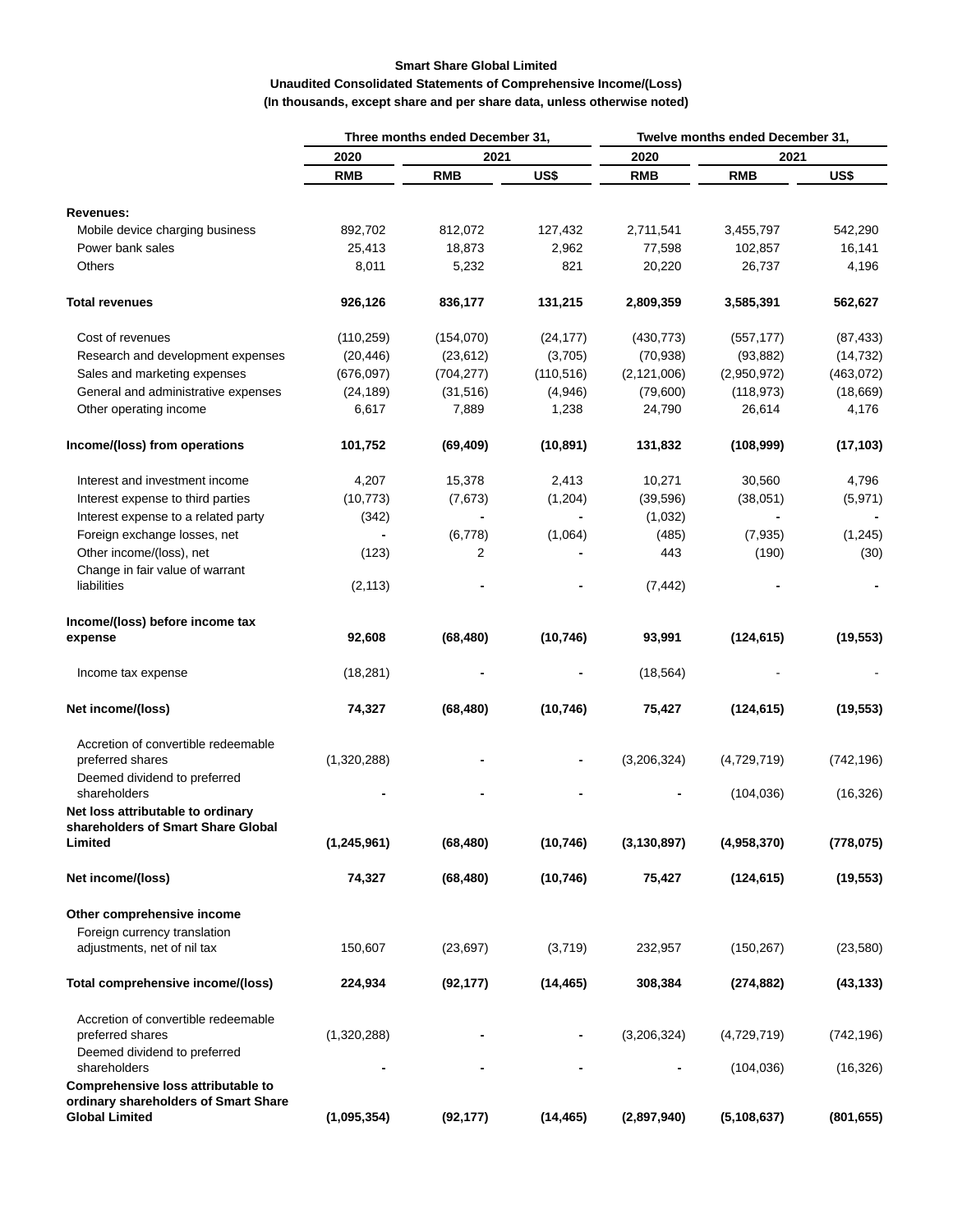**Smart Share Global Limited**
**Unaudited Consolidated Statements of Comprehensive Income/(Loss)**
**(In thousands, except share and per share data, unless otherwise noted)**

| | Three months ended December 31, | | | Twelve months ended December 31, | | |
|---|---|---|---|---|---|---|
| | 2020 | 2021 | | 2020 | 2021 | |
| | RMB | RMB | US$ | RMB | RMB | US$ |
| **Revenues:** | | | | | | |
| Mobile device charging business | 892,702 | 812,072 | 127,432 | 2,711,541 | 3,455,797 | 542,290 |
| Power bank sales | 25,413 | 18,873 | 2,962 | 77,598 | 102,857 | 16,141 |
| Others | 8,011 | 5,232 | 821 | 20,220 | 26,737 | 4,196 |
| **Total revenues** | **926,126** | **836,177** | **131,215** | **2,809,359** | **3,585,391** | **562,627** |
| Cost of revenues | (110,259) | (154,070) | (24,177) | (430,773) | (557,177) | (87,433) |
| Research and development expenses | (20,446) | (23,612) | (3,705) | (70,938) | (93,882) | (14,732) |
| Sales and marketing expenses | (676,097) | (704,277) | (110,516) | (2,121,006) | (2,950,972) | (463,072) |
| General and administrative expenses | (24,189) | (31,516) | (4,946) | (79,600) | (118,973) | (18,669) |
| Other operating income | 6,617 | 7,889 | 1,238 | 24,790 | 26,614 | 4,176 |
| **Income/(loss) from operations** | **101,752** | **(69,409)** | **(10,891)** | **131,832** | **(108,999)** | **(17,103)** |
| Interest and investment income | 4,207 | 15,378 | 2,413 | 10,271 | 30,560 | 4,796 |
| Interest expense to third parties | (10,773) | (7,673) | (1,204) | (39,596) | (38,051) | (5,971) |
| Interest expense to a related party | (342) | - | - | (1,032) | - | - |
| Foreign exchange losses, net | - | (6,778) | (1,064) | (485) | (7,935) | (1,245) |
| Other income/(loss), net | (123) | 2 | - | 443 | (190) | (30) |
| Change in fair value of warrant liabilities | (2,113) | - | - | (7,442) | - | - |
| **Income/(loss) before income tax expense** | **92,608** | **(68,480)** | **(10,746)** | **93,991** | **(124,615)** | **(19,553)** |
| Income tax expense | (18,281) | - | - | (18,564) | - | - |
| **Net income/(loss)** | **74,327** | **(68,480)** | **(10,746)** | **75,427** | **(124,615)** | **(19,553)** |
| Accretion of convertible redeemable preferred shares | (1,320,288) | - | - | (3,206,324) | (4,729,719) | (742,196) |
| Deemed dividend to preferred shareholders | - | - | - | - | (104,036) | (16,326) |
| **Net loss attributable to ordinary shareholders of Smart Share Global Limited** | **(1,245,961)** | **(68,480)** | **(10,746)** | **(3,130,897)** | **(4,958,370)** | **(778,075)** |
| **Net income/(loss)** | **74,327** | **(68,480)** | **(10,746)** | **75,427** | **(124,615)** | **(19,553)** |
| **Other comprehensive income** | | | | | | |
| Foreign currency translation adjustments, net of nil tax | 150,607 | (23,697) | (3,719) | 232,957 | (150,267) | (23,580) |
| **Total comprehensive income/(loss)** | **224,934** | **(92,177)** | **(14,465)** | **308,384** | **(274,882)** | **(43,133)** |
| Accretion of convertible redeemable preferred shares | (1,320,288) | - | - | (3,206,324) | (4,729,719) | (742,196) |
| Deemed dividend to preferred shareholders | - | - | - | - | (104,036) | (16,326) |
| **Comprehensive loss attributable to ordinary shareholders of Smart Share Global Limited** | **(1,095,354)** | **(92,177)** | **(14,465)** | **(2,897,940)** | **(5,108,637)** | **(801,655)** |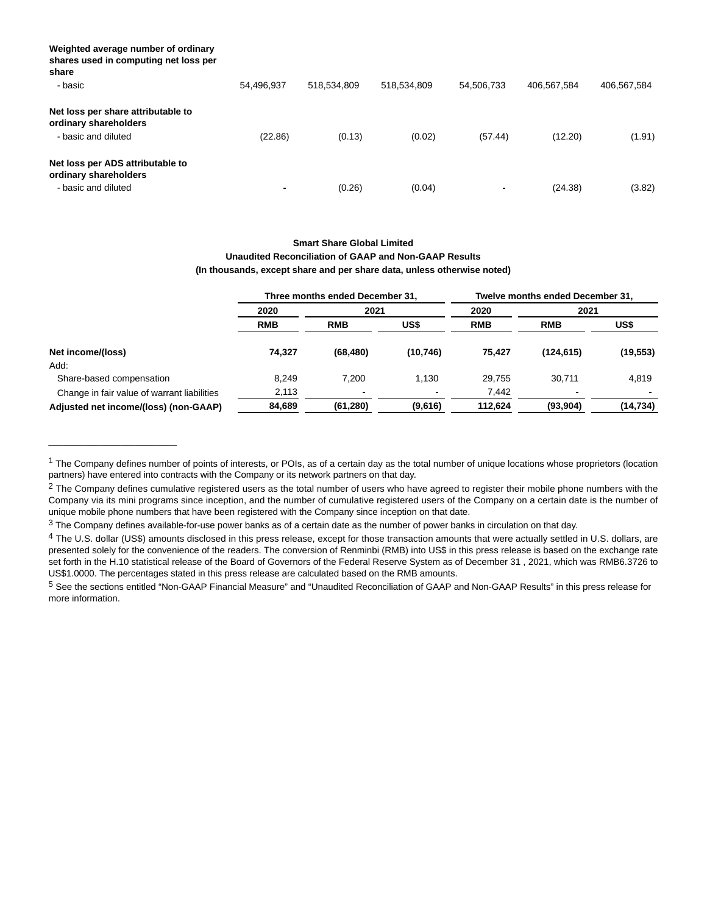| | | | | | | |
|---|---|---|---|---|---|---|
| **Weighted average number of ordinary shares used in computing net loss per share** | | | | | | |
| - basic | 54,496,937 | 518,534,809 | 518,534,809 | 54,506,733 | 406,567,584 | 406,567,584 |
| **Net loss per share attributable to ordinary shareholders** | | | | | | |
| - basic and diluted | (22.86) | (0.13) | (0.02) | (57.44) | (12.20) | (1.91) |
| **Net loss per ADS attributable to ordinary shareholders** | | | | | | |
| - basic and diluted | - | (0.26) | (0.04) | - | (24.38) | (3.82) |

**Smart Share Global Limited**

**Unaudited Reconciliation of GAAP and Non-GAAP Results**

**(In thousands, except share and per share data, unless otherwise noted)**

| | Three months ended December 31, | | | Twelve months ended December 31, | | |
|---|---|---|---|---|---|---|
| | 2020 | 2021 | | 2020 | 2021 | |
| | RMB | RMB | US$ | RMB | RMB | US$ |
| **Net income/(loss)** | **74,327** | **(68,480)** | **(10,746)** | **75,427** | **(124,615)** | **(19,553)** |
| Add: | | | | | | |
| Share-based compensation | 8,249 | 7,200 | 1,130 | 29,755 | 30,711 | 4,819 |
| Change in fair value of warrant liabilities | 2,113 | - | - | 7,442 | - | - |
| **Adjusted net income/(loss) (non-GAAP)** | **84,689** | **(61,280)** | **(9,616)** | **112,624** | **(93,904)** | **(14,734)** |

---

[1] The Company defines number of points of interests, or POIs, as of a certain day as the total number of unique locations whose proprietors (location partners) have entered into contracts with the Company or its network partners on that day.

[2] The Company defines cumulative registered users as the total number of users who have agreed to register their mobile phone numbers with the Company via its mini programs since inception, and the number of cumulative registered users of the Company on a certain date is the number of unique mobile phone numbers that have been registered with the Company since inception on that date.

[3] The Company defines available-for-use power banks as of a certain date as the number of power banks in circulation on that day.

[4] The U.S. dollar (US$) amounts disclosed in this press release, except for those transaction amounts that were actually settled in U.S. dollars, are presented solely for the convenience of the readers. The conversion of Renminbi (RMB) into US$ in this press release is based on the exchange rate set forth in the H.10 statistical release of the Board of Governors of the Federal Reserve System as of December 31 , 2021, which was RMB6.3726 to US$1.0000. The percentages stated in this press release are calculated based on the RMB amounts.

[5] See the sections entitled "Non-GAAP Financial Measure" and "Unaudited Reconciliation of GAAP and Non-GAAP Results" in this press release for more information.